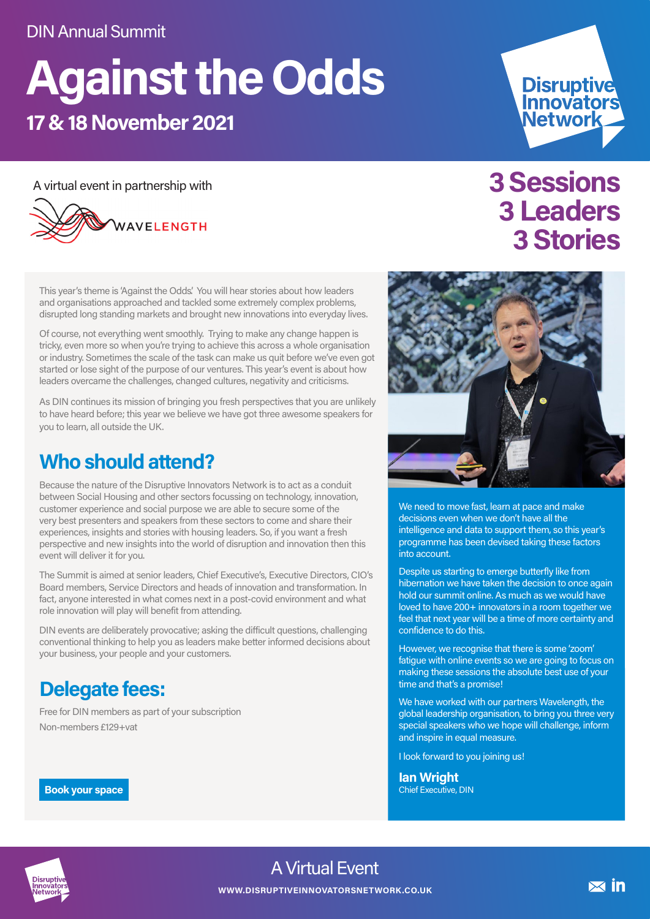DIN Annual Summit

# Against the Odds

## 17 & 18 November 2021

Disruptive Innovators Network

A virtual event in partnership with

WAVELENGTH

## 3 Sessions 3 Leaders 3 Stories

This year's theme is 'Against the Odds.' You will hear stories about how leaders and organisations approached and tackled some extremely complex problems, disrupted long standing markets and brought new innovations into everyday lives.

Of course, not everything went smoothly. Trying to make any change happen is tricky, even more so when you're trying to achieve this across a whole organisation or industry. Sometimes the scale of the task can make us quit before we've even got started or lose sight of the purpose of our ventures. This year's event is about how leaders overcame the challenges, changed cultures, negativity and criticisms.

As DIN continues its mission of bringing you fresh perspectives that you are unlikely to have heard before; this year we believe we have got three awesome speakers for you to learn, all outside the UK.

## Who should attend?

Because the nature of the Disruptive Innovators Network is to act as a conduit between Social Housing and other sectors focussing on technology, innovation, customer experience and social purpose we are able to secure some of the very best presenters and speakers from these sectors to come and share their experiences, insights and stories with housing leaders. So, if you want a fresh perspective and new insights into the world of disruption and innovation then this event will deliver it for you.

The Summit is aimed at senior leaders, Chief Executive's, Executive Directors, CIO's Board members, Service Directors and heads of innovation and transformation. In fact, anyone interested in what comes next in a post-covid environment and what role innovation will play will benefit from attending.

DIN events are deliberately provocative; asking the difficult questions, challenging conventional thinking to help you as leaders make better informed decisions about your business, your people and your customers.

## Delegate fees:

Free for DIN members as part of your subscription

Non-members £129+vat

**Book your space**

We need to move fast, learn at pace and make decisions even when we don't have all the intelligence and data to support them, so this year's programme has been devised taking these factors into account.

Despite us starting to emerge butterfly like from hibernation we have taken the decision to once again hold our summit online. As much as we would have loved to have 200+ innovators in a room together we feel that next year will be a time of more certainty and confidence to do this.

However, we recognise that there is some 'zoom' fatigue with online events so we are going to focus on making these sessions the absolute best use of your time and that's a promise!

We have worked with our partners Wavelength, the global leadership organisation, to bring you three very special speakers who we hope will challenge, inform and inspire in equal measure.

I look forward to you joining us!

**Ian Wright**
Chief Executive, DIN

A Virtual Event

WWW.DISRUPTIVEINNOVATORSNETWORK.CO.UK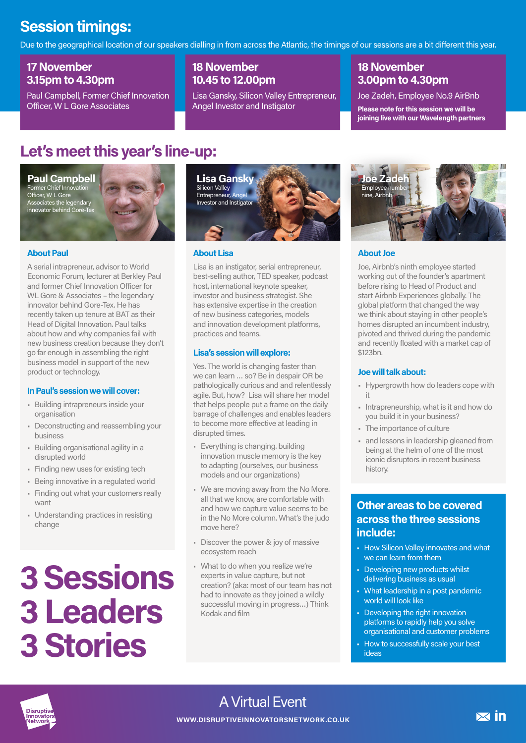# Session timings:

Due to the geographical location of our speakers dialling in from across the Atlantic, the timings of our sessions are a bit different this year.

**17 November**
**3.15pm to 4.30pm**
Paul Campbell, Former Chief Innovation Officer, W L Gore Associates

**18 November**
**10.45 to 12.00pm**
Lisa Gansky, Silicon Valley Entrepreneur, Angel Investor and Instigator

**18 November**
**3.00pm to 4.30pm**
Joe Zadeh, Employee No.9 AirBnb
**Please note for this session we will be joining live with our Wavelength partners**

# Let's meet this year's line-up:

## Paul Campbell

Former Chief Innovation Officer, W L Gore Associates the legendary innovator behind Gore-Tex

### About Paul

A serial intrapreneur, advisor to World Economic Forum, lecturer at Berkley Paul and former Chief Innovation Officer for WL Gore & Associates – the legendary innovator behind Gore-Tex. He has recently taken up tenure at BAT as their Head of Digital Innovation. Paul talks about how and why companies fail with new business creation because they don't go far enough in assembling the right business model in support of the new product or technology.

### In Paul's session we will cover:

- Building intrapreneurs inside your organisation
- Deconstructing and reassembling your business
- Building organisational agility in a disrupted world
- Finding new uses for existing tech
- Being innovative in a regulated world
- Finding out what your customers really want
- Understanding practices in resisting change

## Lisa Gansky

Silicon Valley Entrepreneur, Angel Investor and Instigator

### About Lisa

Lisa is an instigator, serial entrepreneur, best-selling author, TED speaker, podcast host, international keynote speaker, investor and business strategist. She has extensive expertise in the creation of new business categories, models and innovation development platforms, practices and teams.

### Lisa's session will explore:

Yes. The world is changing faster than we can learn … so? Be in despair OR be pathologically curious and and relentlessly agile. But, how? Lisa will share her model that helps people put a frame on the daily barrage of challenges and enables leaders to become more effective at leading in disrupted times.

- Everything is changing. building innovation muscle memory is the key to adapting (ourselves, our business models and our organizations)
- We are moving away from the No More. all that we know, are comfortable with and how we capture value seems to be in the No More column. What's the judo move here?
- Discover the power & joy of massive ecosystem reach
- What to do when you realize we're experts in value capture, but not creation? (aka: most of our team has not had to innovate as they joined a wildly successful moving in progress…) Think Kodak and film

## Joe Zadeh

Employee number nine, Airbnb

### About Joe

Joe, Airbnb's ninth employee started working out of the founder's apartment before rising to Head of Product and start Airbnb Experiences globally. The global platform that changed the way we think about staying in other people's homes disrupted an incumbent industry, pivoted and thrived during the pandemic and recently floated with a market cap of $123bn.

### Joe will talk about:

- Hypergrowth how do leaders cope with it
- Intrapreneurship, what is it and how do you build it in your business?
- The importance of culture
- and lessons in leadership gleaned from being at the helm of one of the most iconic disruptors in recent business history.

## Other areas to be covered across the three sessions include:

- How Silicon Valley innovates and what we can learn from them
- Developing new products whilst delivering business as usual
- What leadership in a post pandemic world will look like
- Developing the right innovation platforms to rapidly help you solve organisational and customer problems
- How to successfully scale your best ideas

# 3 Sessions 3 Leaders 3 Stories

Disruptive Innovators Network

A Virtual Event

WWW.DISRUPTIVEINNOVATORSNETWORK.CO.UK